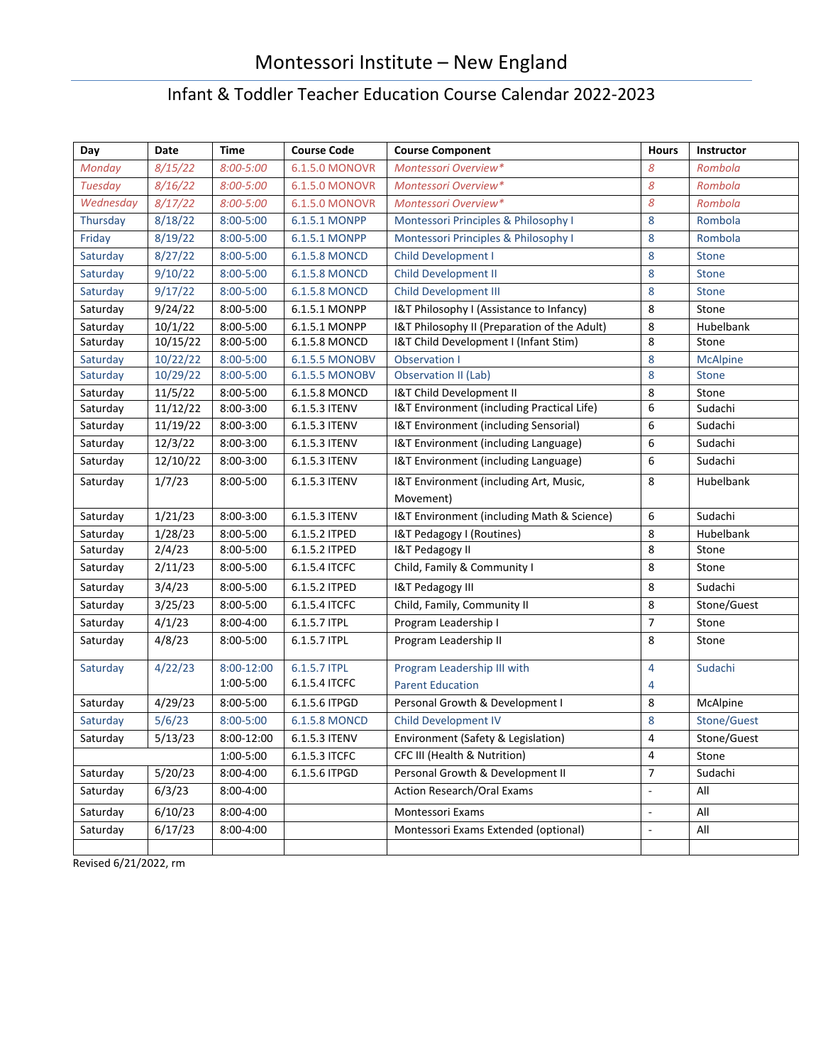# Montessori Institute – New England

## Infant & Toddler Teacher Education Course Calendar 2022-2023

| Day | Date | Time | Course Code | Course Component | Hours | Instructor |
|---|---|---|---|---|---|---|
| *Monday* | *8/15/22* | *8:00-5:00* | 6.1.5.0 MONOVR | *Montessori Overview** | *8* | *Rombola* |
| *Tuesday* | *8/16/22* | *8:00-5:00* | 6.1.5.0 MONOVR | *Montessori Overview** | *8* | *Rombola* |
| *Wednesday* | *8/17/22* | *8:00-5:00* | 6.1.5.0 MONOVR | *Montessori Overview** | *8* | *Rombola* |
| Thursday | 8/18/22 | 8:00-5:00 | 6.1.5.1 MONPP | Montessori Principles & Philosophy I | 8 | Rombola |
| Friday | 8/19/22 | 8:00-5:00 | 6.1.5.1 MONPP | Montessori Principles & Philosophy I | 8 | Rombola |
| Saturday | 8/27/22 | 8:00-5:00 | 6.1.5.8 MONCD | Child Development I | 8 | Stone |
| Saturday | 9/10/22 | 8:00-5:00 | 6.1.5.8 MONCD | Child Development II | 8 | Stone |
| Saturday | 9/17/22 | 8:00-5:00 | 6.1.5.8 MONCD | Child Development III | 8 | Stone |
| Saturday | 9/24/22 | 8:00-5:00 | 6.1.5.1 MONPP | I&T Philosophy I (Assistance to Infancy) | 8 | Stone |
| Saturday | 10/1/22 | 8:00-5:00 | 6.1.5.1 MONPP | I&T Philosophy II (Preparation of the Adult) | 8 | Hubelbank |
| Saturday | 10/15/22 | 8:00-5:00 | 6.1.5.8 MONCD | I&T Child Development I (Infant Stim) | 8 | Stone |
| Saturday | 10/22/22 | 8:00-5:00 | 6.1.5.5 MONOBV | Observation I | 8 | McAlpine |
| Saturday | 10/29/22 | 8:00-5:00 | 6.1.5.5 MONOBV | Observation II (Lab) | 8 | Stone |
| Saturday | 11/5/22 | 8:00-5:00 | 6.1.5.8 MONCD | I&T Child Development II | 8 | Stone |
| Saturday | 11/12/22 | 8:00-3:00 | 6.1.5.3 ITENV | I&T Environment (including Practical Life) | 6 | Sudachi |
| Saturday | 11/19/22 | 8:00-3:00 | 6.1.5.3 ITENV | I&T Environment (including Sensorial) | 6 | Sudachi |
| Saturday | 12/3/22 | 8:00-3:00 | 6.1.5.3 ITENV | I&T Environment (including Language) | 6 | Sudachi |
| Saturday | 12/10/22 | 8:00-3:00 | 6.1.5.3 ITENV | I&T Environment (including Language) | 6 | Sudachi |
| Saturday | 1/7/23 | 8:00-5:00 | 6.1.5.3 ITENV | I&T Environment (including Art, Music, Movement) | 8 | Hubelbank |
| Saturday | 1/21/23 | 8:00-3:00 | 6.1.5.3 ITENV | I&T Environment (including Math & Science) | 6 | Sudachi |
| Saturday | 1/28/23 | 8:00-5:00 | 6.1.5.2 ITPED | I&T Pedagogy I (Routines) | 8 | Hubelbank |
| Saturday | 2/4/23 | 8:00-5:00 | 6.1.5.2 ITPED | I&T Pedagogy II | 8 | Stone |
| Saturday | 2/11/23 | 8:00-5:00 | 6.1.5.4 ITCFC | Child, Family & Community I | 8 | Stone |
| Saturday | 3/4/23 | 8:00-5:00 | 6.1.5.2 ITPED | I&T Pedagogy III | 8 | Sudachi |
| Saturday | 3/25/23 | 8:00-5:00 | 6.1.5.4 ITCFC | Child, Family, Community II | 8 | Stone/Guest |
| Saturday | 4/1/23 | 8:00-4:00 | 6.1.5.7 ITPL | Program Leadership I | 7 | Stone |
| Saturday | 4/8/23 | 8:00-5:00 | 6.1.5.7 ITPL | Program Leadership II | 8 | Stone |
| Saturday | 4/22/23 | 8:00-12:00<br>1:00-5:00 | 6.1.5.7 ITPL<br>6.1.5.4 ITCFC | Program Leadership III with<br>Parent Education | 4<br>4 | Sudachi |
| Saturday | 4/29/23 | 8:00-5:00 | 6.1.5.6 ITPGD | Personal Growth & Development I | 8 | McAlpine |
| Saturday | 5/6/23 | 8:00-5:00 | 6.1.5.8 MONCD | Child Development IV | 8 | Stone/Guest |
| Saturday | 5/13/23 | 8:00-12:00 | 6.1.5.3 ITENV | Environment (Safety & Legislation) | 4 | Stone/Guest |
| | | 1:00-5:00 | 6.1.5.3 ITCFC | CFC III (Health & Nutrition) | 4 | Stone |
| Saturday | 5/20/23 | 8:00-4:00 | 6.1.5.6 ITPGD | Personal Growth & Development II | 7 | Sudachi |
| Saturday | 6/3/23 | 8:00-4:00 | | Action Research/Oral Exams | - | All |
| Saturday | 6/10/23 | 8:00-4:00 | | Montessori Exams | - | All |
| Saturday | 6/17/23 | 8:00-4:00 | | Montessori Exams Extended (optional) | - | All |
| | | | | | | |

Revised 6/21/2022, rm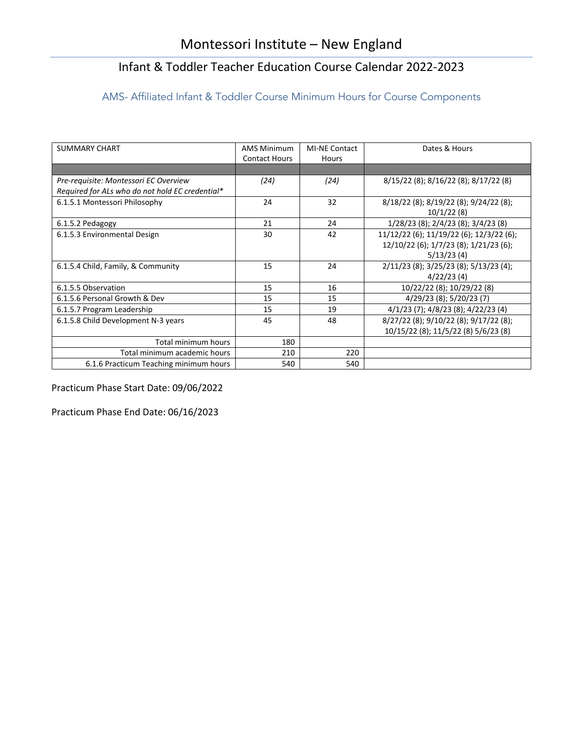# Montessori Institute – New England

## Infant & Toddler Teacher Education Course Calendar 2022-2023

### AMS- Affiliated Infant & Toddler Course Minimum Hours for Course Components

| SUMMARY CHART | AMS Minimum Contact Hours | MI-NE Contact Hours | Dates & Hours |
|---|---|---|---|
| | | | |
| *Pre-requisite: Montessori EC Overview Required for ALs who do not hold EC credential** | *(24)* | *(24)* | 8/15/22 (8); 8/16/22 (8); 8/17/22 (8) |
| 6.1.5.1 Montessori Philosophy | 24 | 32 | 8/18/22 (8); 8/19/22 (8); 9/24/22 (8); 10/1/22 (8) |
| 6.1.5.2 Pedagogy | 21 | 24 | 1/28/23 (8); 2/4/23 (8); 3/4/23 (8) |
| 6.1.5.3 Environmental Design | 30 | 42 | 11/12/22 (6); 11/19/22 (6); 12/3/22 (6); 12/10/22 (6); 1/7/23 (8); 1/21/23 (6); 5/13/23 (4) |
| 6.1.5.4 Child, Family, & Community | 15 | 24 | 2/11/23 (8); 3/25/23 (8); 5/13/23 (4); 4/22/23 (4) |
| 6.1.5.5 Observation | 15 | 16 | 10/22/22 (8); 10/29/22 (8) |
| 6.1.5.6 Personal Growth & Dev | 15 | 15 | 4/29/23 (8); 5/20/23 (7) |
| 6.1.5.7 Program Leadership | 15 | 19 | 4/1/23 (7); 4/8/23 (8); 4/22/23 (4) |
| 6.1.5.8 Child Development N-3 years | 45 | 48 | 8/27/22 (8); 9/10/22 (8); 9/17/22 (8); 10/15/22 (8); 11/5/22 (8) 5/6/23 (8) |
| Total minimum hours | 180 | | |
| Total minimum academic hours | 210 | 220 | |
| 6.1.6 Practicum Teaching minimum hours | 540 | 540 | |

Practicum Phase Start Date: 09/06/2022

Practicum Phase End Date: 06/16/2023